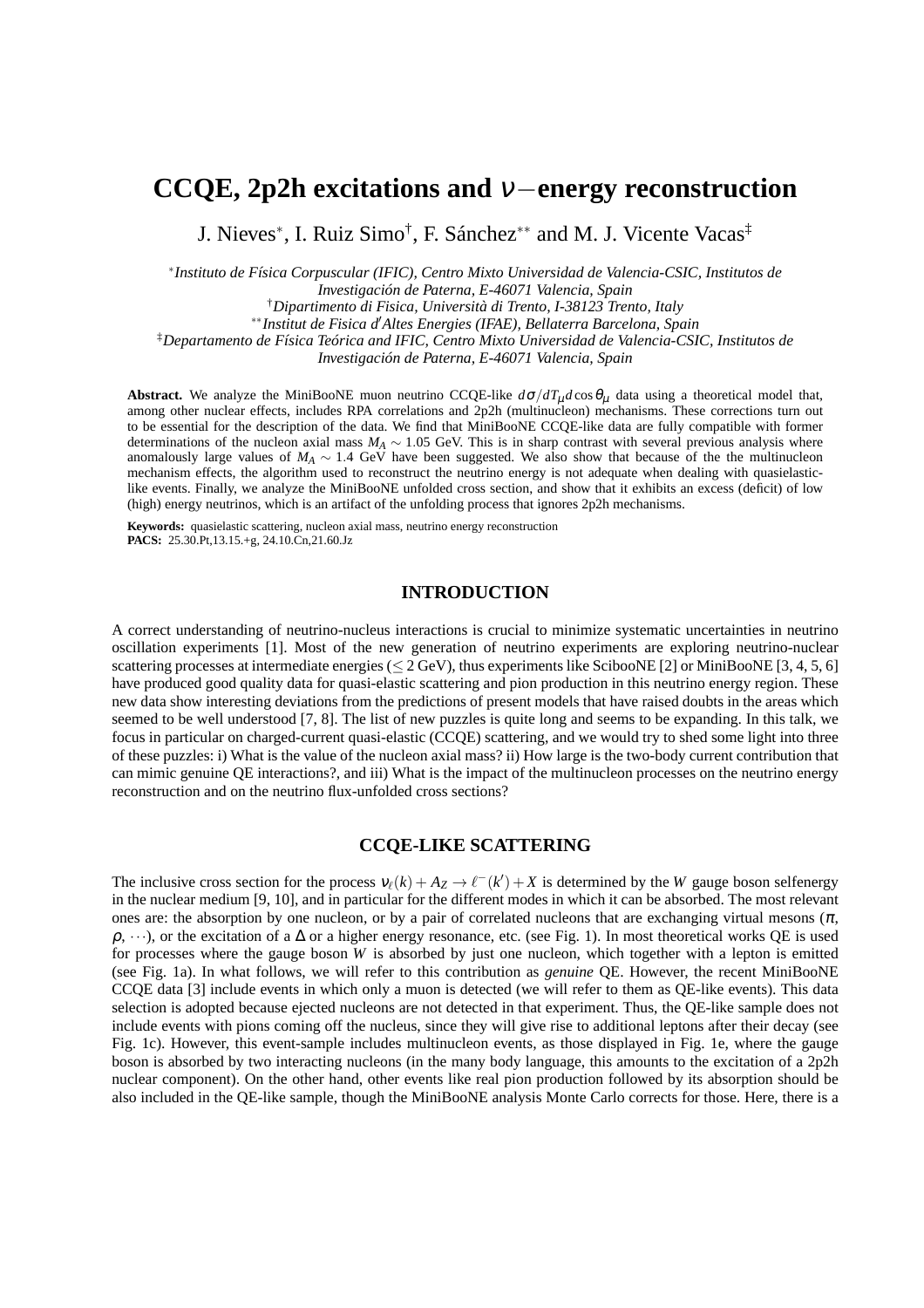# CCQE, 2p2h excitations and $\nu-$energy reconstruction

J. Nieves[*], I. Ruiz Simo[†], F. Sánchez[**] and M. J. Vicente Vacas[‡]

[*] *Instituto de Física Corpuscular (IFIC), Centro Mixto Universidad de Valencia-CSIC, Institutos de Investigación de Paterna, E-46071 Valencia, Spain*
[†] *Dipartimento di Fisica, Università di Trento, I-38123 Trento, Italy*
[**] *Institut de Fisica d'Altes Energies (IFAE), Bellaterra Barcelona, Spain*
[‡] *Departamento de Física Teórica and IFIC, Centro Mixto Universidad de Valencia-CSIC, Institutos de Investigación de Paterna, E-46071 Valencia, Spain*

**Abstract.** We analyze the MiniBooNE muon neutrino CCQE-like $d\sigma/dT_\mu d\cos\theta_\mu$ data using a theoretical model that, among other nuclear effects, includes RPA correlations and 2p2h (multinucleon) mechanisms. These corrections turn out to be essential for the description of the data. We find that MiniBooNE CCQE-like data are fully compatible with former determinations of the nucleon axial mass $M_A \sim 1.05$ GeV. This is in sharp contrast with several previous analysis where anomalously large values of $M_A \sim 1.4$ GeV have been suggested. We also show that because of the the multinucleon mechanism effects, the algorithm used to reconstruct the neutrino energy is not adequate when dealing with quasielastic-like events. Finally, we analyze the MiniBooNE unfolded cross section, and show that it exhibits an excess (deficit) of low (high) energy neutrinos, which is an artifact of the unfolding process that ignores 2p2h mechanisms.

**Keywords:** quasielastic scattering, nucleon axial mass, neutrino energy reconstruction
**PACS:** 25.30.Pt,13.15.+g, 24.10.Cn,21.60.Jz

## INTRODUCTION

A correct understanding of neutrino-nucleus interactions is crucial to minimize systematic uncertainties in neutrino oscillation experiments [1]. Most of the new generation of neutrino experiments are exploring neutrino-nuclear scattering processes at intermediate energies ($\leq 2$ GeV), thus experiments like SciboNE [2] or MiniBooNE [3, 4, 5, 6] have produced good quality data for quasi-elastic scattering and pion production in this neutrino energy region. These new data show interesting deviations from the predictions of present models that have raised doubts in the areas which seemed to be well understood [7, 8]. The list of new puzzles is quite long and seems to be expanding. In this talk, we focus in particular on charged-current quasi-elastic (CCQE) scattering, and we would try to shed some light into three of these puzzles: i) What is the value of the nucleon axial mass? ii) How large is the two-body current contribution that can mimic genuine QE interactions?, and iii) What is the impact of the multinucleon processes on the neutrino energy reconstruction and on the neutrino flux-unfolded cross sections?

## CCQE-LIKE SCATTERING

The inclusive cross section for the process $\nu_\ell(k) + A_Z \to \ell^-(k') + X$ is determined by the $W$ gauge boson selfenergy in the nuclear medium [9, 10], and in particular for the different modes in which it can be absorbed. The most relevant ones are: the absorption by one nucleon, or by a pair of correlated nucleons that are exchanging virtual mesons ($\pi$, $\rho$, $\cdots$), or the excitation of a $\Delta$ or a higher energy resonance, etc. (see Fig. 1). In most theoretical works QE is used for processes where the gauge boson $W$ is absorbed by just one nucleon, which together with a lepton is emitted (see Fig. 1a). In what follows, we will refer to this contribution as *genuine* QE. However, the recent MiniBooNE CCQE data [3] include events in which only a muon is detected (we will refer to them as QE-like events). This data selection is adopted because ejected nucleons are not detected in that experiment. Thus, the QE-like sample does not include events with pions coming off the nucleus, since they will give rise to additional leptons after their decay (see Fig. 1c). However, this event-sample includes multinucleon events, as those displayed in Fig. 1e, where the gauge boson is absorbed by two interacting nucleons (in the many body language, this amounts to the excitation of a 2p2h nuclear component). On the other hand, other events like real pion production followed by its absorption should be also included in the QE-like sample, though the MiniBooNE analysis Monte Carlo corrects for those. Here, there is a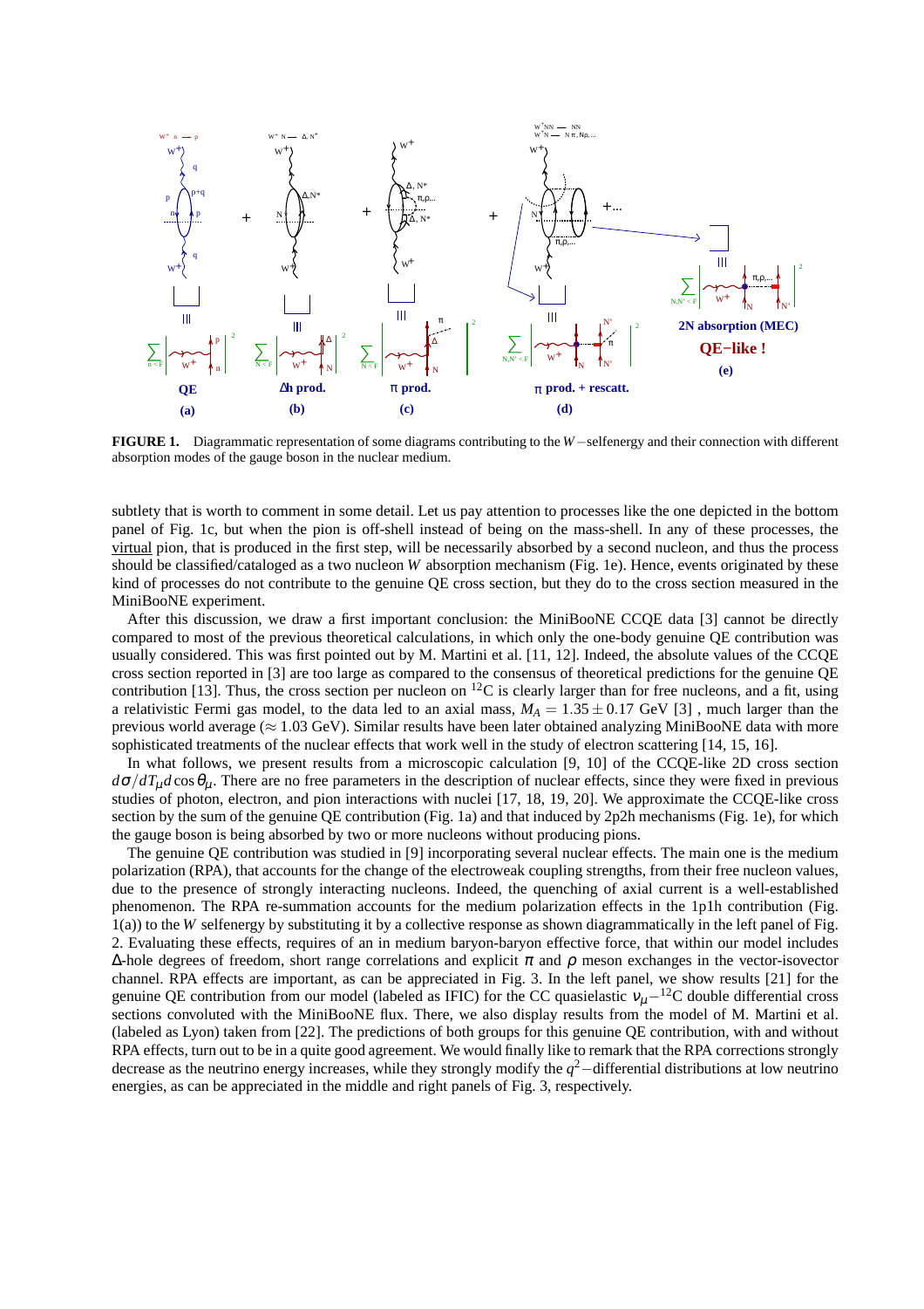**FIGURE 1.** Diagrammatic representation of some diagrams contributing to the $W-$selfenergy and their connection with different absorption modes of the gauge boson in the nuclear medium.

subtlety that is worth to comment in some detail. Let us pay attention to processes like the one depicted in the bottom panel of Fig. 1c, but when the pion is off-shell instead of being on the mass-shell. In any of these processes, the virtual pion, that is produced in the first step, will be necessarily absorbed by a second nucleon, and thus the process should be classified/cataloged as a two nucleon $W$ absorption mechanism (Fig. 1e). Hence, events originated by these kind of processes do not contribute to the genuine QE cross section, but they do to the cross section measured in the MiniBooNE experiment.

After this discussion, we draw a first important conclusion: the MiniBooNE CCQE data [3] cannot be directly compared to most of the previous theoretical calculations, in which only the one-body genuine QE contribution was usually considered. This was first pointed out by M. Martini et al. [11, 12]. Indeed, the absolute values of the CCQE cross section reported in [3] are too large as compared to the consensus of theoretical predictions for the genuine QE contribution [13]. Thus, the cross section per nucleon on $^{12}$C is clearly larger than for free nucleons, and a fit, using a relativistic Fermi gas model, to the data led to an axial mass, $M_A = 1.35 \pm 0.17$ GeV [3] , much larger than the previous world average ($\approx 1.03$ GeV). Similar results have been later obtained analyzing MiniBooNE data with more sophisticated treatments of the nuclear effects that work well in the study of electron scattering [14, 15, 16].

In what follows, we present results from a microscopic calculation [9, 10] of the CCQE-like 2D cross section $d\sigma/dT_\mu d\cos\theta_\mu$. There are no free parameters in the description of nuclear effects, since they were fixed in previous studies of photon, electron, and pion interactions with nuclei [17, 18, 19, 20]. We approximate the CCQE-like cross section by the sum of the genuine QE contribution (Fig. 1a) and that induced by 2p2h mechanisms (Fig. 1e), for which the gauge boson is being absorbed by two or more nucleons without producing pions.

The genuine QE contribution was studied in [9] incorporating several nuclear effects. The main one is the medium polarization (RPA), that accounts for the change of the electroweak coupling strengths, from their free nucleon values, due to the presence of strongly interacting nucleons. Indeed, the quenching of axial current is a well-established phenomenon. The RPA re-summation accounts for the medium polarization effects in the 1p1h contribution (Fig. 1(a)) to the $W$ selfenergy by substituting it by a collective response as shown diagrammatically in the left panel of Fig. 2. Evaluating these effects, requires of an in medium baryon-baryon effective force, that within our model includes $\Delta$-hole degrees of freedom, short range correlations and explicit $\pi$ and $\rho$ meson exchanges in the vector-isovector channel. RPA effects are important, as can be appreciated in Fig. 3. In the left panel, we show results [21] for the genuine QE contribution from our model (labeled as IFIC) for the CC quasielastic $\nu_\mu-{}^{12}$C double differential cross sections convoluted with the MiniBooNE flux. There, we also display results from the model of M. Martini et al. (labeled as Lyon) taken from [22]. The predictions of both groups for this genuine QE contribution, with and without RPA effects, turn out to be in a quite good agreement. We would finally like to remark that the RPA corrections strongly decrease as the neutrino energy increases, while they strongly modify the $q^2-$differential distributions at low neutrino energies, as can be appreciated in the middle and right panels of Fig. 3, respectively.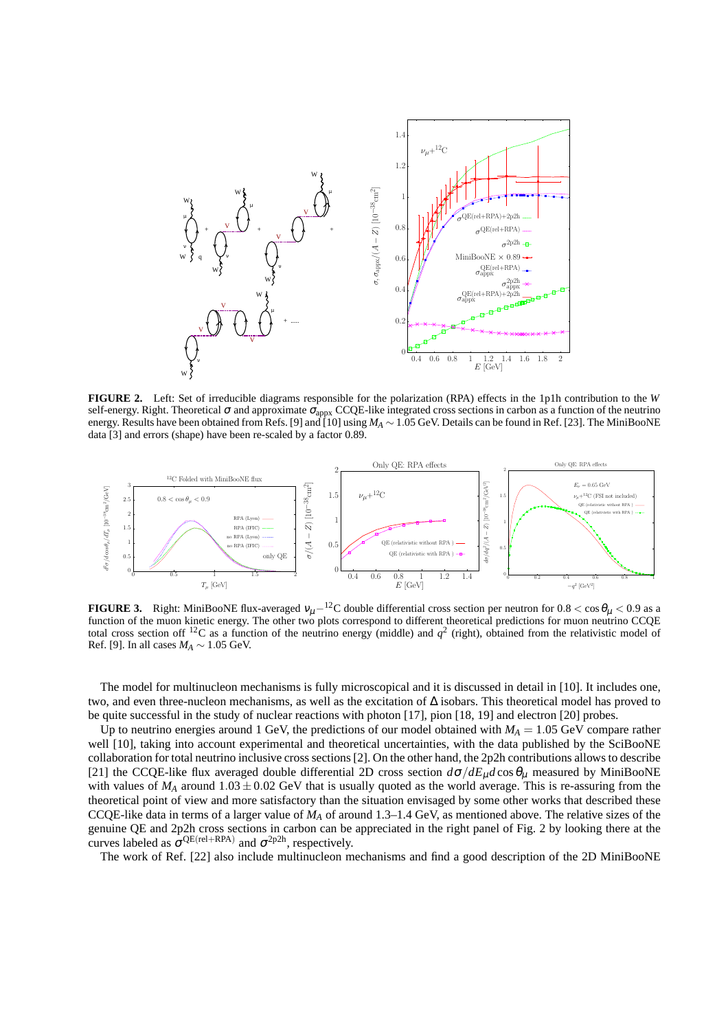**FIGURE 2.** Left: Set of irreducible diagrams responsible for the polarization (RPA) effects in the 1p1h contribution to the $W$ self-energy. Right. Theoretical $\sigma$ and approximate $\sigma_{\rm appx}$ CCQE-like integrated cross sections in carbon as a function of the neutrino energy. Results have been obtained from Refs. [9] and [10] using $M_A \sim 1.05$ GeV. Details can be found in Ref. [23]. The MiniBooNE data [3] and errors (shape) have been re-scaled by a factor 0.89.

**FIGURE 3.** Right: MiniBooNE flux-averaged $\nu_\mu -{}^{12}$C double differential cross section per neutron for $0.8 < \cos\theta_\mu < 0.9$ as a function of the muon kinetic energy. The other two plots correspond to different theoretical predictions for muon neutrino CCQE total cross section off ${}^{12}$C as a function of the neutrino energy (middle) and $q^2$ (right), obtained from the relativistic model of Ref. [9]. In all cases $M_A \sim 1.05$ GeV.

The model for multinucleon mechanisms is fully microscopical and it is discussed in detail in [10]. It includes one, two, and even three-nucleon mechanisms, as well as the excitation of $\Delta$ isobars. This theoretical model has proved to be quite successful in the study of nuclear reactions with photon [17], pion [18, 19] and electron [20] probes.

Up to neutrino energies around 1 GeV, the predictions of our model obtained with $M_A = 1.05$ GeV compare rather well [10], taking into account experimental and theoretical uncertainties, with the data published by the SciBooNE collaboration for total neutrino inclusive cross sections [2]. On the other hand, the 2p2h contributions allows to describe [21] the CCQE-like flux averaged double differential 2D cross section $d\sigma/dE_\mu d\cos\theta_\mu$ measured by MiniBooNE with values of $M_A$ around $1.03 \pm 0.02$ GeV that is usually quoted as the world average. This is re-assuring from the theoretical point of view and more satisfactory than the situation envisaged by some other works that described these CCQE-like data in terms of a larger value of $M_A$ of around 1.3–1.4 GeV, as mentioned above. The relative sizes of the genuine QE and 2p2h cross sections in carbon can be appreciated in the right panel of Fig. 2 by looking there at the curves labeled as $\sigma^{\rm QE(rel+RPA)}$ and $\sigma^{\rm 2p2h}$, respectively.

The work of Ref. [22] also include multinucleon mechanisms and find a good description of the 2D MiniBooNE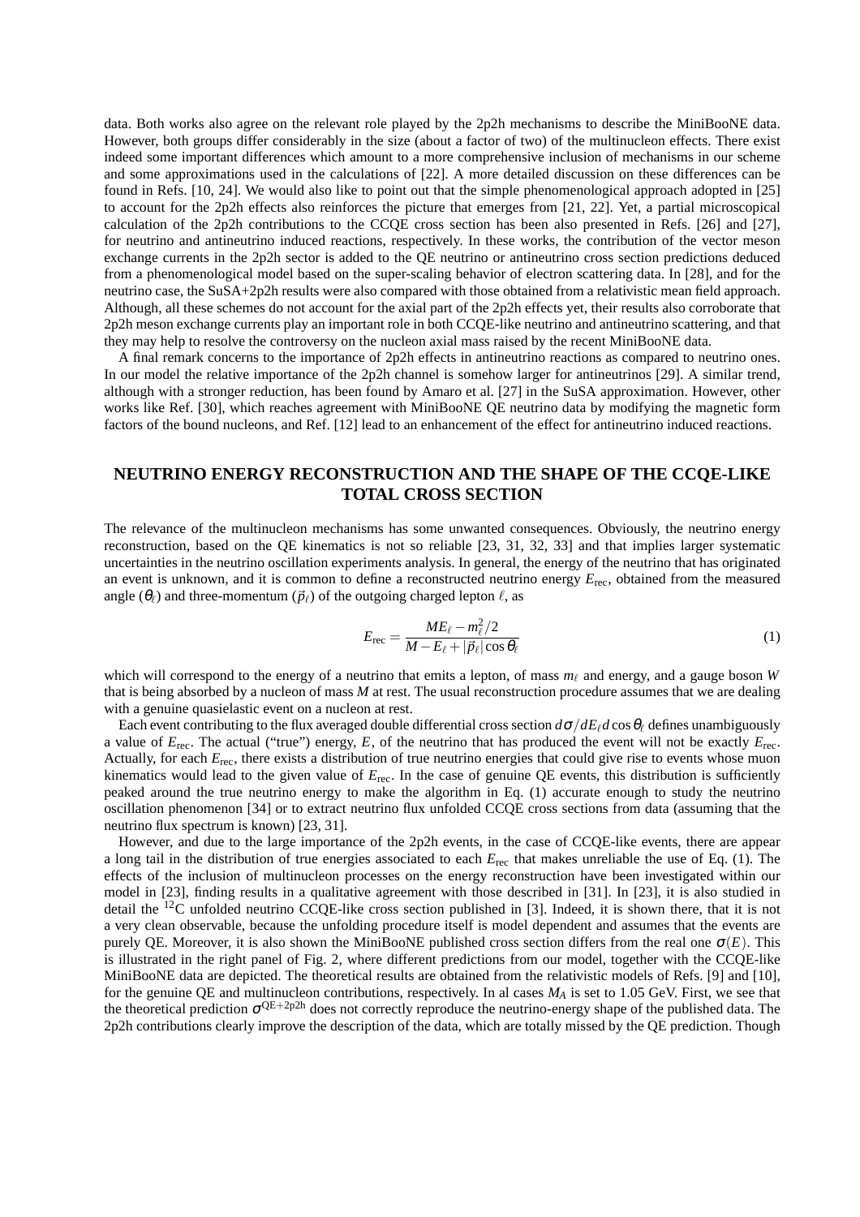data. Both works also agree on the relevant role played by the 2p2h mechanisms to describe the MiniBooNE data. However, both groups differ considerably in the size (about a factor of two) of the multinucleon effects. There exist indeed some important differences which amount to a more comprehensive inclusion of mechanisms in our scheme and some approximations used in the calculations of [22]. A more detailed discussion on these differences can be found in Refs. [10, 24]. We would also like to point out that the simple phenomenological approach adopted in [25] to account for the 2p2h effects also reinforces the picture that emerges from [21, 22]. Yet, a partial microscopical calculation of the 2p2h contributions to the CCQE cross section has been also presented in Refs. [26] and [27], for neutrino and antineutrino induced reactions, respectively. In these works, the contribution of the vector meson exchange currents in the 2p2h sector is added to the QE neutrino or antineutrino cross section predictions deduced from a phenomenological model based on the super-scaling behavior of electron scattering data. In [28], and for the neutrino case, the SuSA+2p2h results were also compared with those obtained from a relativistic mean field approach. Although, all these schemes do not account for the axial part of the 2p2h effects yet, their results also corroborate that 2p2h meson exchange currents play an important role in both CCQE-like neutrino and antineutrino scattering, and that they may help to resolve the controversy on the nucleon axial mass raised by the recent MiniBooNE data.

A final remark concerns to the importance of 2p2h effects in antineutrino reactions as compared to neutrino ones. In our model the relative importance of the 2p2h channel is somehow larger for antineutrinos [29]. A similar trend, although with a stronger reduction, has been found by Amaro et al. [27] in the SuSA approximation. However, other works like Ref. [30], which reaches agreement with MiniBooNE QE neutrino data by modifying the magnetic form factors of the bound nucleons, and Ref. [12] lead to an enhancement of the effect for antineutrino induced reactions.

## NEUTRINO ENERGY RECONSTRUCTION AND THE SHAPE OF THE CCQE-LIKE TOTAL CROSS SECTION

The relevance of the multinucleon mechanisms has some unwanted consequences. Obviously, the neutrino energy reconstruction, based on the QE kinematics is not so reliable [23, 31, 32, 33] and that implies larger systematic uncertainties in the neutrino oscillation experiments analysis. In general, the energy of the neutrino that has originated an event is unknown, and it is common to define a reconstructed neutrino energy $E_{\rm rec}$, obtained from the measured angle ($\theta_\ell$) and three-momentum ($\vec{p}_\ell$) of the outgoing charged lepton $\ell$, as

$$E_{\rm rec} = \frac{ME_\ell - m_\ell^2/2}{M - E_\ell + |\vec{p}_\ell|\cos\theta_\ell} \tag{1}$$

which will correspond to the energy of a neutrino that emits a lepton, of mass $m_\ell$ and energy, and a gauge boson $W$ that is being absorbed by a nucleon of mass $M$ at rest. The usual reconstruction procedure assumes that we are dealing with a genuine quasielastic event on a nucleon at rest.

Each event contributing to the flux averaged double differential cross section $d\sigma/dE_\ell d\cos\theta_\ell$ defines unambiguously a value of $E_{\rm rec}$. The actual ("true") energy, $E$, of the neutrino that has produced the event will not be exactly $E_{\rm rec}$. Actually, for each $E_{\rm rec}$, there exists a distribution of true neutrino energies that could give rise to events whose muon kinematics would lead to the given value of $E_{\rm rec}$. In the case of genuine QE events, this distribution is sufficiently peaked around the true neutrino energy to make the algorithm in Eq. (1) accurate enough to study the neutrino oscillation phenomenon [34] or to extract neutrino flux unfolded CCQE cross sections from data (assuming that the neutrino flux spectrum is known) [23, 31].

However, and due to the large importance of the 2p2h events, in the case of CCQE-like events, there are appear a long tail in the distribution of true energies associated to each $E_{\rm rec}$ that makes unreliable the use of Eq. (1). The effects of the inclusion of multinucleon processes on the energy reconstruction have been investigated within our model in [23], finding results in a qualitative agreement with those described in [31]. In [23], it is also studied in detail the $^{12}$C unfolded neutrino CCQE-like cross section published in [3]. Indeed, it is shown there, that it is not a very clean observable, because the unfolding procedure itself is model dependent and assumes that the events are purely QE. Moreover, it is also shown the MiniBooNE published cross section differs from the real one $\sigma(E)$. This is illustrated in the right panel of Fig. 2, where different predictions from our model, together with the CCQE-like MiniBooNE data are depicted. The theoretical results are obtained from the relativistic models of Refs. [9] and [10], for the genuine QE and multinucleon contributions, respectively. In al cases $M_A$ is set to 1.05 GeV. First, we see that the theoretical prediction $\sigma^{\rm QE+2p2h}$ does not correctly reproduce the neutrino-energy shape of the published data. The 2p2h contributions clearly improve the description of the data, which are totally missed by the QE prediction. Though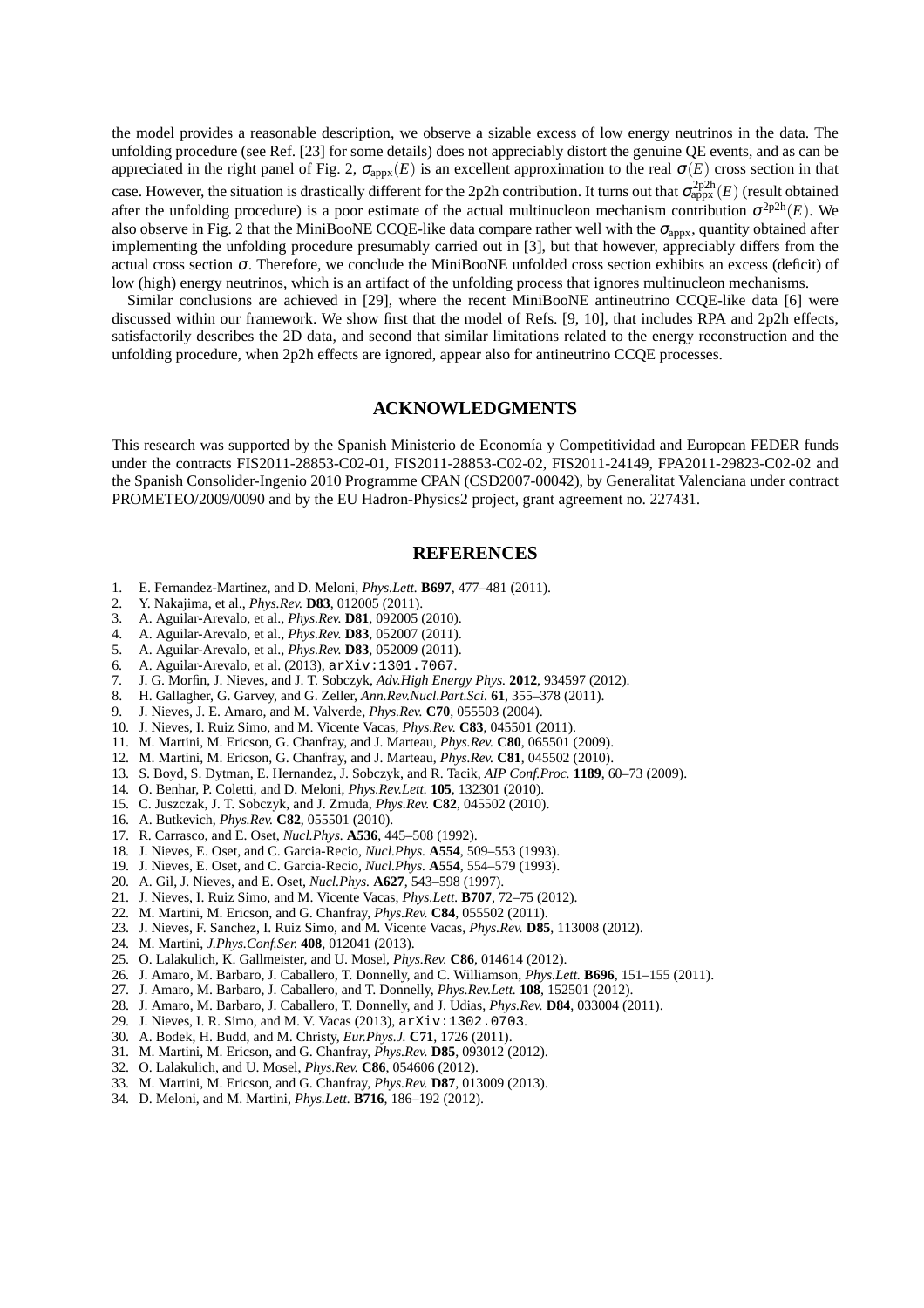the model provides a reasonable description, we observe a sizable excess of low energy neutrinos in the data. The unfolding procedure (see Ref. [23] for some details) does not appreciably distort the genuine QE events, and as can be appreciated in the right panel of Fig. 2, $\sigma_{\rm appx}(E)$ is an excellent approximation to the real $\sigma(E)$ cross section in that case. However, the situation is drastically different for the 2p2h contribution. It turns out that $\sigma^{\rm 2p2h}_{\rm appx}(E)$ (result obtained after the unfolding procedure) is a poor estimate of the actual multinucleon mechanism contribution $\sigma^{\rm 2p2h}(E)$. We also observe in Fig. 2 that the MiniBooNE CCQE-like data compare rather well with the $\sigma_{\rm appx}$, quantity obtained after implementing the unfolding procedure presumably carried out in [3], but that however, appreciably differs from the actual cross section $\sigma$. Therefore, we conclude the MiniBooNE unfolded cross section exhibits an excess (deficit) of low (high) energy neutrinos, which is an artifact of the unfolding process that ignores multinucleon mechanisms.

Similar conclusions are achieved in [29], where the recent MiniBooNE antineutrino CCQE-like data [6] were discussed within our framework. We show first that the model of Refs. [9, 10], that includes RPA and 2p2h effects, satisfactorily describes the 2D data, and second that similar limitations related to the energy reconstruction and the unfolding procedure, when 2p2h effects are ignored, appear also for antineutrino CCQE processes.

## ACKNOWLEDGMENTS

This research was supported by the Spanish Ministerio de Economía y Competitividad and European FEDER funds under the contracts FIS2011-28853-C02-01, FIS2011-28853-C02-02, FIS2011-24149, FPA2011-29823-C02-02 and the Spanish Consolider-Ingenio 2010 Programme CPAN (CSD2007-00042), by Generalitat Valenciana under contract PROMETEO/2009/0090 and by the EU Hadron-Physics2 project, grant agreement no. 227431.

## REFERENCES

1. E. Fernandez-Martinez, and D. Meloni, *Phys.Lett.* **B697**, 477–481 (2011).
2. Y. Nakajima, et al., *Phys.Rev.* **D83**, 012005 (2011).
3. A. Aguilar-Arevalo, et al., *Phys.Rev.* **D81**, 092005 (2010).
4. A. Aguilar-Arevalo, et al., *Phys.Rev.* **D83**, 052007 (2011).
5. A. Aguilar-Arevalo, et al., *Phys.Rev.* **D83**, 052009 (2011).
6. A. Aguilar-Arevalo, et al. (2013), arXiv:1301.7067.
7. J. G. Morfin, J. Nieves, and J. T. Sobczyk, *Adv.High Energy Phys.* **2012**, 934597 (2012).
8. H. Gallagher, G. Garvey, and G. Zeller, *Ann.Rev.Nucl.Part.Sci.* **61**, 355–378 (2011).
9. J. Nieves, J. E. Amaro, and M. Valverde, *Phys.Rev.* **C70**, 055503 (2004).
10. J. Nieves, I. Ruiz Simo, and M. Vicente Vacas, *Phys.Rev.* **C83**, 045501 (2011).
11. M. Martini, M. Ericson, G. Chanfray, and J. Marteau, *Phys.Rev.* **C80**, 065501 (2009).
12. M. Martini, M. Ericson, G. Chanfray, and J. Marteau, *Phys.Rev.* **C81**, 045502 (2010).
13. S. Boyd, S. Dytman, E. Hernandez, J. Sobczyk, and R. Tacik, *AIP Conf.Proc.* **1189**, 60–73 (2009).
14. O. Benhar, P. Coletti, and D. Meloni, *Phys.Rev.Lett.* **105**, 132301 (2010).
15. C. Juszczak, J. T. Sobczyk, and J. Zmuda, *Phys.Rev.* **C82**, 045502 (2010).
16. A. Butkevich, *Phys.Rev.* **C82**, 055501 (2010).
17. R. Carrasco, and E. Oset, *Nucl.Phys.* **A536**, 445–508 (1992).
18. J. Nieves, E. Oset, and C. Garcia-Recio, *Nucl.Phys.* **A554**, 509–553 (1993).
19. J. Nieves, E. Oset, and C. Garcia-Recio, *Nucl.Phys.* **A554**, 554–579 (1993).
20. A. Gil, J. Nieves, and E. Oset, *Nucl.Phys.* **A627**, 543–598 (1997).
21. J. Nieves, I. Ruiz Simo, and M. Vicente Vacas, *Phys.Lett.* **B707**, 72–75 (2012).
22. M. Martini, M. Ericson, G. Chanfray, and J. Marteau, *Phys.Rev.* **C84**, 055502 (2011).
23. J. Nieves, F. Sanchez, I. Ruiz Simo, and M. Vicente Vacas, *Phys.Rev.* **D85**, 113008 (2012).
24. M. Martini, *J.Phys.Conf.Ser.* **408**, 012041 (2013).
25. O. Lalakulich, K. Gallmeister, and U. Mosel, *Phys.Rev.* **C86**, 014614 (2012).
26. J. Amaro, M. Barbaro, J. Caballero, T. Donnelly, and C. Williamson, *Phys.Lett.* **B696**, 151–155 (2011).
27. J. Amaro, M. Barbaro, J. Caballero, and T. Donnelly, *Phys.Rev.Lett.* **108**, 152501 (2012).
28. J. Amaro, M. Barbaro, J. Caballero, T. Donnelly, and J. Udias, *Phys.Rev.* **D84**, 033004 (2011).
29. J. Nieves, I. R. Simo, and M. V. Vacas (2013), arXiv:1302.0703.
30. A. Bodek, H. Budd, and M. Christy, *Eur.Phys.J.* **C71**, 1726 (2011).
31. M. Martini, M. Ericson, and G. Chanfray, *Phys.Rev.* **D85**, 093012 (2012).
32. O. Lalakulich, and U. Mosel, *Phys.Rev.* **C86**, 054606 (2012).
33. M. Martini, M. Ericson, and G. Chanfray, *Phys.Rev.* **D87**, 013009 (2013).
34. D. Meloni, and M. Martini, *Phys.Lett.* **B716**, 186–192 (2012).